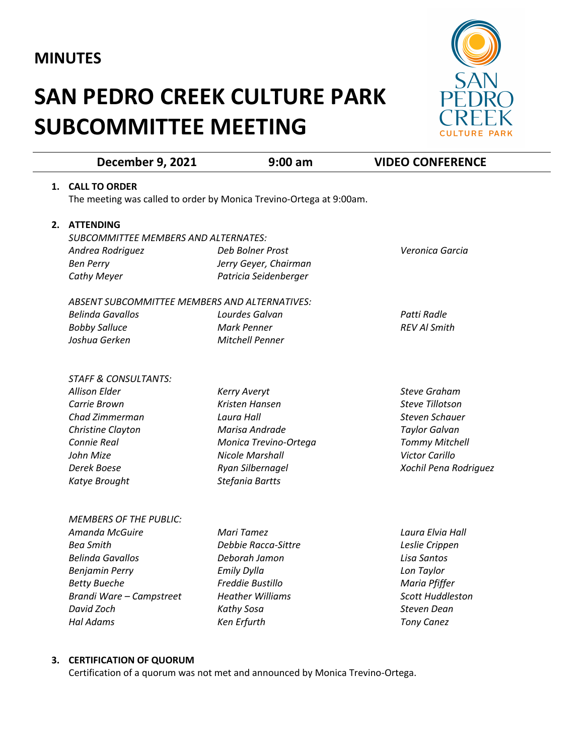# MINUTES

# SAN PEDRO CREEK CULTURE PARK SUBCOMMITTEE MEETING

**December 9, 2021** | **9:00 am** | **VIDEO CONFERENCE**

1. **CALL TO ORDER**
   The meeting was called to order by Monica Trevino-Ortega at 9:00am.

2. **ATTENDING**

   *SUBCOMMITTEE MEMBERS AND ALTERNATES:*

   | | | |
   |---|---|---|
   | *Andrea Rodriguez* | *Deb Bolner Prost* | *Veronica Garcia* |
   | *Ben Perry* | *Jerry Geyer, Chairman* | |
   | *Cathy Meyer* | *Patricia Seidenberger* | |

   *ABSENT SUBCOMMITTEE MEMBERS AND ALTERNATIVES:*

   | | | |
   |---|---|---|
   | *Belinda Gavallos* | *Lourdes Galvan* | *Patti Radle* |
   | *Bobby Salluce* | *Mark Penner* | *REV Al Smith* |
   | *Joshua Gerken* | *Mitchell Penner* | |

   *STAFF & CONSULTANTS:*

   | | | |
   |---|---|---|
   | *Allison Elder* | *Kerry Averyt* | *Steve Graham* |
   | *Carrie Brown* | *Kristen Hansen* | *Steve Tillotson* |
   | *Chad Zimmerman* | *Laura Hall* | *Steven Schauer* |
   | *Christine Clayton* | *Marisa Andrade* | *Taylor Galvan* |
   | *Connie Real* | *Monica Trevino-Ortega* | *Tommy Mitchell* |
   | *John Mize* | *Nicole Marshall* | *Victor Carillo* |
   | *Derek Boese* | *Ryan Silbernagel* | *Xochil Pena Rodriguez* |
   | *Katye Brought* | *Stefania Bartts* | |

   *MEMBERS OF THE PUBLIC:*

   | | | |
   |---|---|---|
   | *Amanda McGuire* | *Mari Tamez* | *Laura Elvia Hall* |
   | *Bea Smith* | *Debbie Racca-Sittre* | *Leslie Crippen* |
   | *Belinda Gavallos* | *Deborah Jamon* | *Lisa Santos* |
   | *Benjamin Perry* | *Emily Dylla* | *Lon Taylor* |
   | *Betty Bueche* | *Freddie Bustillo* | *Maria Pfiffer* |
   | *Brandi Ware – Campstreet* | *Heather Williams* | *Scott Huddleston* |
   | *David Zoch* | *Kathy Sosa* | *Steven Dean* |
   | *Hal Adams* | *Ken Erfurth* | *Tony Canez* |

3. **CERTIFICATION OF QUORUM**
   Certification of a quorum was not met and announced by Monica Trevino-Ortega.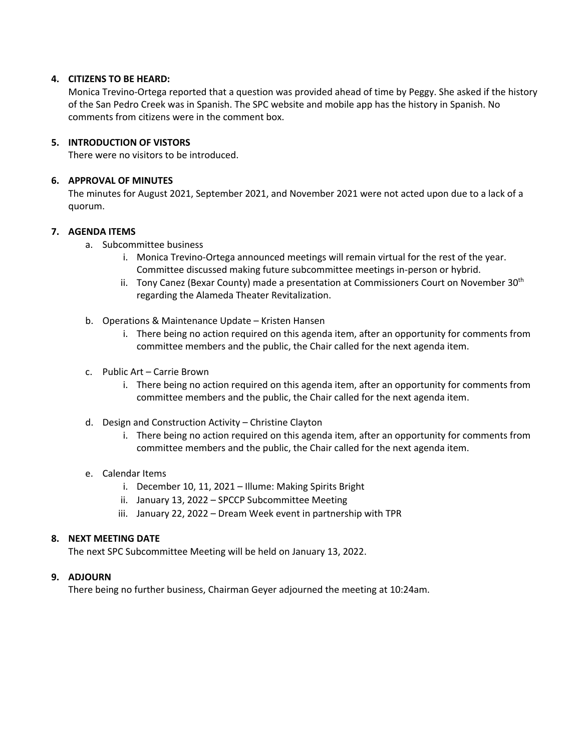**4. CITIZENS TO BE HEARD:**

Monica Trevino-Ortega reported that a question was provided ahead of time by Peggy. She asked if the history of the San Pedro Creek was in Spanish. The SPC website and mobile app has the history in Spanish. No comments from citizens were in the comment box.

**5. INTRODUCTION OF VISTORS**

There were no visitors to be introduced.

**6. APPROVAL OF MINUTES**

The minutes for August 2021, September 2021, and November 2021 were not acted upon due to a lack of a quorum.

**7. AGENDA ITEMS**

a. Subcommittee business
   i. Monica Trevino-Ortega announced meetings will remain virtual for the rest of the year. Committee discussed making future subcommittee meetings in-person or hybrid.
   ii. Tony Canez (Bexar County) made a presentation at Commissioners Court on November 30th regarding the Alameda Theater Revitalization.

b. Operations & Maintenance Update – Kristen Hansen
   i. There being no action required on this agenda item, after an opportunity for comments from committee members and the public, the Chair called for the next agenda item.

c. Public Art – Carrie Brown
   i. There being no action required on this agenda item, after an opportunity for comments from committee members and the public, the Chair called for the next agenda item.

d. Design and Construction Activity – Christine Clayton
   i. There being no action required on this agenda item, after an opportunity for comments from committee members and the public, the Chair called for the next agenda item.

e. Calendar Items
   i. December 10, 11, 2021 – Illume: Making Spirits Bright
   ii. January 13, 2022 – SPCCP Subcommittee Meeting
   iii. January 22, 2022 – Dream Week event in partnership with TPR

**8. NEXT MEETING DATE**

The next SPC Subcommittee Meeting will be held on January 13, 2022.

**9. ADJOURN**

There being no further business, Chairman Geyer adjourned the meeting at 10:24am.